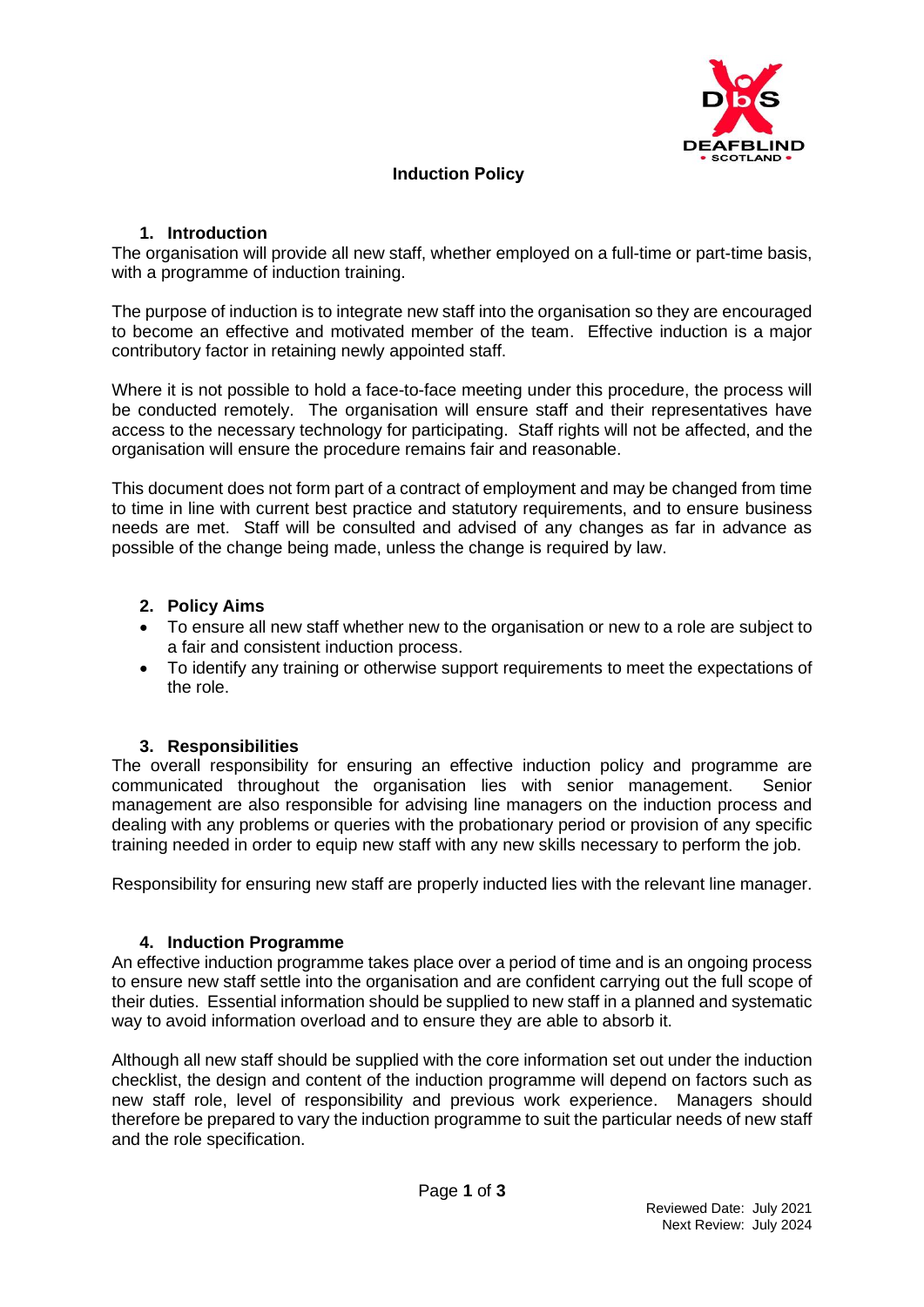# Induction Policy

## 1. Introduction

The organisation will provide all new staff, whether employed on a full-time or part-time basis, with a programme of induction training.

The purpose of induction is to integrate new staff into the organisation so they are encouraged to become an effective and motivated member of the team. Effective induction is a major contributory factor in retaining newly appointed staff.

Where it is not possible to hold a face-to-face meeting under this procedure, the process will be conducted remotely. The organisation will ensure staff and their representatives have access to the necessary technology for participating. Staff rights will not be affected, and the organisation will ensure the procedure remains fair and reasonable.

This document does not form part of a contract of employment and may be changed from time to time in line with current best practice and statutory requirements, and to ensure business needs are met. Staff will be consulted and advised of any changes as far in advance as possible of the change being made, unless the change is required by law.

## 2. Policy Aims

- To ensure all new staff whether new to the organisation or new to a role are subject to a fair and consistent induction process.
- To identify any training or otherwise support requirements to meet the expectations of the role.

## 3. Responsibilities

The overall responsibility for ensuring an effective induction policy and programme are communicated throughout the organisation lies with senior management. Senior management are also responsible for advising line managers on the induction process and dealing with any problems or queries with the probationary period or provision of any specific training needed in order to equip new staff with any new skills necessary to perform the job.

Responsibility for ensuring new staff are properly inducted lies with the relevant line manager.

## 4. Induction Programme

An effective induction programme takes place over a period of time and is an ongoing process to ensure new staff settle into the organisation and are confident carrying out the full scope of their duties. Essential information should be supplied to new staff in a planned and systematic way to avoid information overload and to ensure they are able to absorb it.

Although all new staff should be supplied with the core information set out under the induction checklist, the design and content of the induction programme will depend on factors such as new staff role, level of responsibility and previous work experience. Managers should therefore be prepared to vary the induction programme to suit the particular needs of new staff and the role specification.

Reviewed Date: July 2021
Next Review: July 2024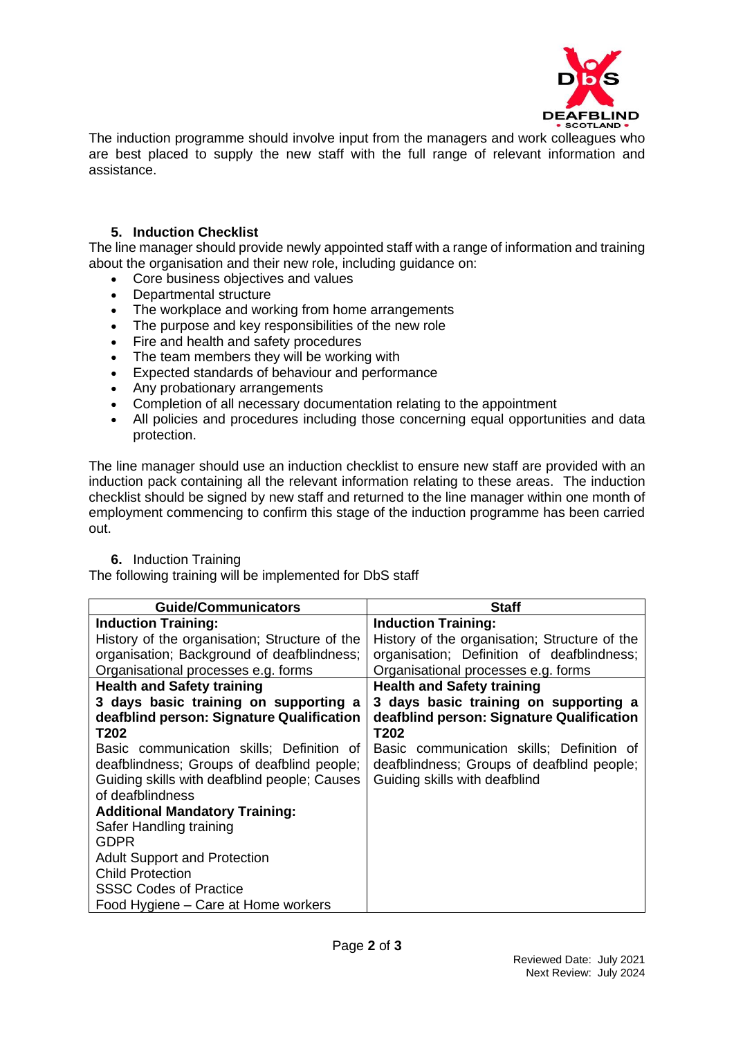The induction programme should involve input from the managers and work colleagues who are best placed to supply the new staff with the full range of relevant information and assistance.

## 5. Induction Checklist

The line manager should provide newly appointed staff with a range of information and training about the organisation and their new role, including guidance on:

- Core business objectives and values
- Departmental structure
- The workplace and working from home arrangements
- The purpose and key responsibilities of the new role
- Fire and health and safety procedures
- The team members they will be working with
- Expected standards of behaviour and performance
- Any probationary arrangements
- Completion of all necessary documentation relating to the appointment
- All policies and procedures including those concerning equal opportunities and data protection.

The line manager should use an induction checklist to ensure new staff are provided with an induction pack containing all the relevant information relating to these areas. The induction checklist should be signed by new staff and returned to the line manager within one month of employment commencing to confirm this stage of the induction programme has been carried out.

## 6. Induction Training

The following training will be implemented for DbS staff

| Guide/Communicators | Staff |
|---|---|
| **Induction Training:**<br>History of the organisation; Structure of the organisation; Background of deafblindness; Organisational processes e.g. forms | **Induction Training:**<br>History of the organisation; Structure of the organisation; Definition of deafblindness; Organisational processes e.g. forms |
| **Health and Safety training**<br>**3 days basic training on supporting a deafblind person: Signature Qualification T202**<br>Basic communication skills; Definition of deafblindness; Groups of deafblind people; Guiding skills with deafblind people; Causes of deafblindness<br>**Additional Mandatory Training:**<br>Safer Handling training<br>GDPR<br>Adult Support and Protection<br>Child Protection<br>SSSC Codes of Practice<br>Food Hygiene – Care at Home workers | **Health and Safety training**<br>**3 days basic training on supporting a deafblind person: Signature Qualification T202**<br>Basic communication skills; Definition of deafblindness; Groups of deafblind people; Guiding skills with deafblind |

Reviewed Date: July 2021
Next Review: July 2024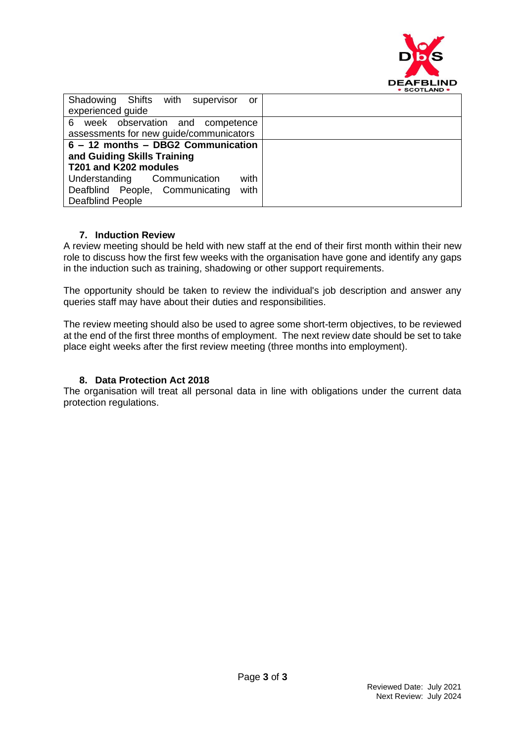| | |
|---|---|
| Shadowing Shifts with supervisor or experienced guide | |
| 6 week observation and competence assessments for new guide/communicators | |
| **6 – 12 months – DBG2 Communication and Guiding Skills Training T201 and K202 modules** Understanding Communication with Deafblind People, Communicating with Deafblind People | |

#### 7. Induction Review

A review meeting should be held with new staff at the end of their first month within their new role to discuss how the first few weeks with the organisation have gone and identify any gaps in the induction such as training, shadowing or other support requirements.

The opportunity should be taken to review the individual's job description and answer any queries staff may have about their duties and responsibilities.

The review meeting should also be used to agree some short-term objectives, to be reviewed at the end of the first three months of employment. The next review date should be set to take place eight weeks after the first review meeting (three months into employment).

#### 8. Data Protection Act 2018

The organisation will treat all personal data in line with obligations under the current data protection regulations.

Reviewed Date: July 2021
Next Review: July 2024